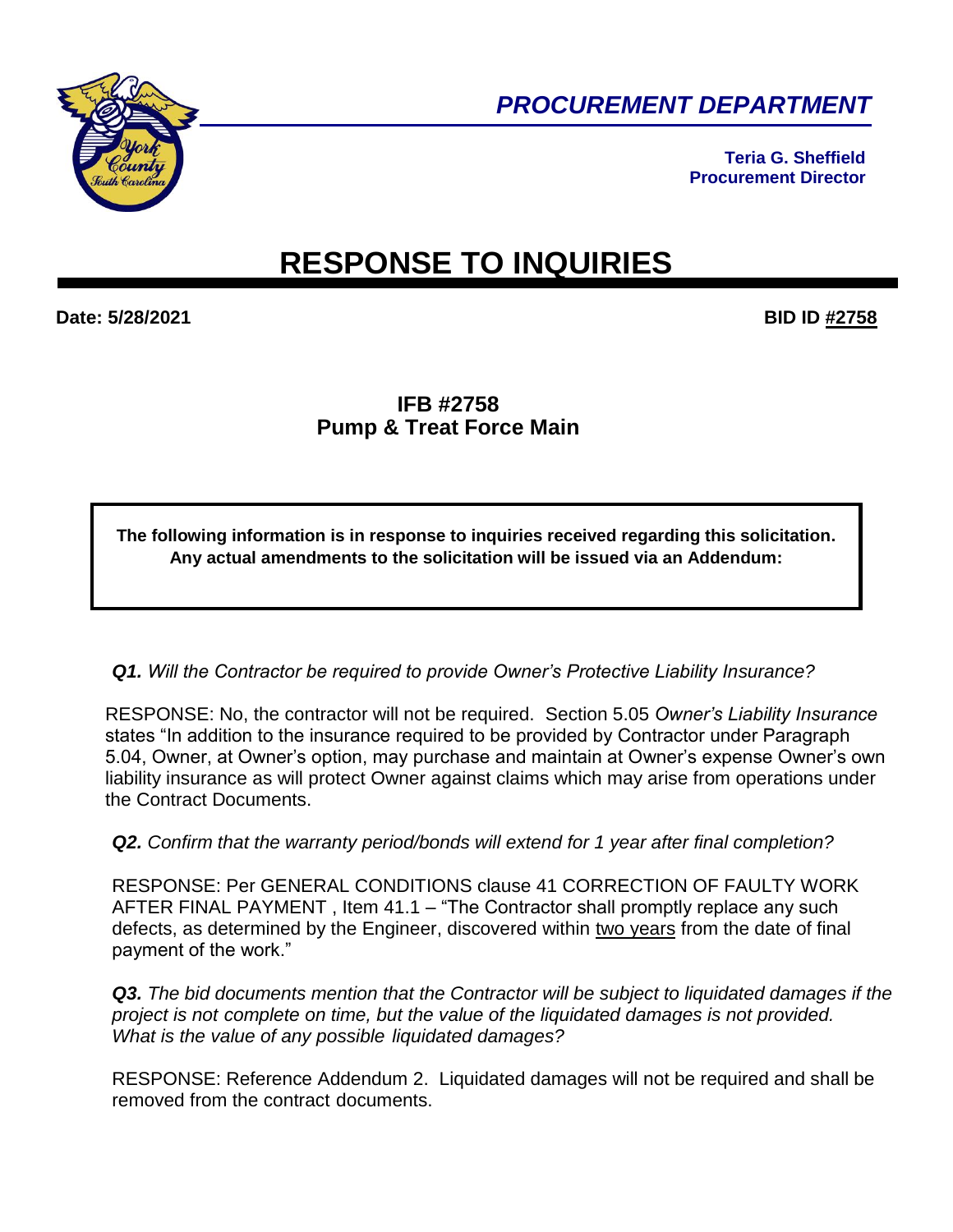**PROCUREMENT DEPARTMENT**

**Teria G. Sheffield**
**Procurement Director**

# RESPONSE TO INQUIRIES

**Date: 5/28/2021** **BID ID #2758**

## IFB #2758
## Pump & Treat Force Main

**The following information is in response to inquiries received regarding this solicitation. Any actual amendments to the solicitation will be issued via an Addendum:**

***Q1.*** *Will the Contractor be required to provide Owner's Protective Liability Insurance?*

RESPONSE: No, the contractor will not be required. Section 5.05 *Owner's Liability Insurance* states "In addition to the insurance required to be provided by Contractor under Paragraph 5.04, Owner, at Owner's option, may purchase and maintain at Owner's expense Owner's own liability insurance as will protect Owner against claims which may arise from operations under the Contract Documents.

***Q2.*** *Confirm that the warranty period/bonds will extend for 1 year after final completion?*

RESPONSE: Per GENERAL CONDITIONS clause 41 CORRECTION OF FAULTY WORK AFTER FINAL PAYMENT , Item 41.1 – "The Contractor shall promptly replace any such defects, as determined by the Engineer, discovered within two years from the date of final payment of the work."

***Q3.*** *The bid documents mention that the Contractor will be subject to liquidated damages if the project is not complete on time, but the value of the liquidated damages is not provided. What is the value of any possible liquidated damages?*

RESPONSE: Reference Addendum 2. Liquidated damages will not be required and shall be removed from the contract documents.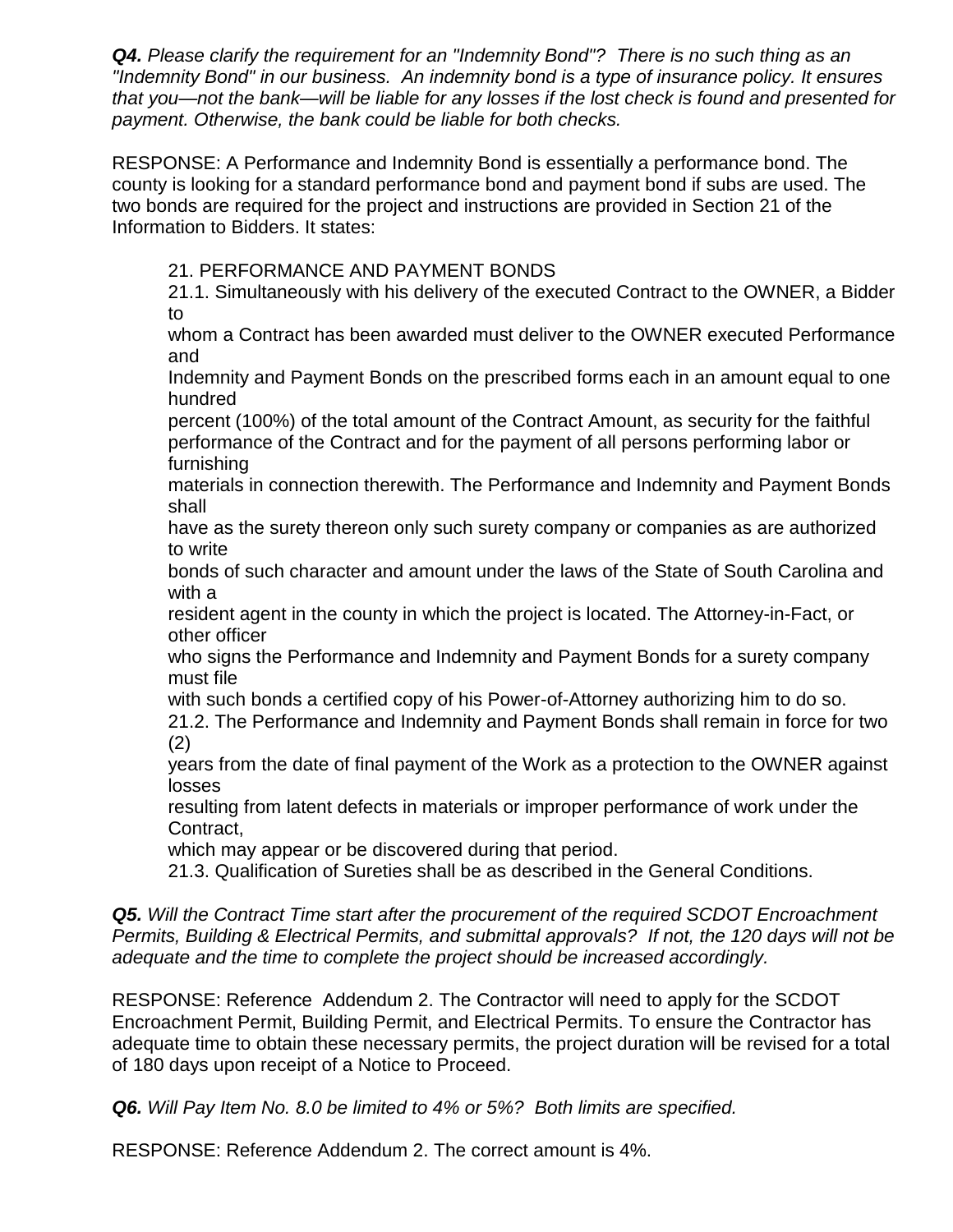***Q4.*** *Please clarify the requirement for an "Indemnity Bond"? There is no such thing as an "Indemnity Bond" in our business. An indemnity bond is a type of insurance policy. It ensures that you—not the bank—will be liable for any losses if the lost check is found and presented for payment. Otherwise, the bank could be liable for both checks.*

RESPONSE: A Performance and Indemnity Bond is essentially a performance bond. The county is looking for a standard performance bond and payment bond if subs are used. The two bonds are required for the project and instructions are provided in Section 21 of the Information to Bidders. It states:

> 21. PERFORMANCE AND PAYMENT BONDS
>
> 21.1. Simultaneously with his delivery of the executed Contract to the OWNER, a Bidder to whom a Contract has been awarded must deliver to the OWNER executed Performance and Indemnity and Payment Bonds on the prescribed forms each in an amount equal to one hundred percent (100%) of the total amount of the Contract Amount, as security for the faithful performance of the Contract and for the payment of all persons performing labor or furnishing materials in connection therewith. The Performance and Indemnity and Payment Bonds shall have as the surety thereon only such surety company or companies as are authorized to write bonds of such character and amount under the laws of the State of South Carolina and with a resident agent in the county in which the project is located. The Attorney-in-Fact, or other officer who signs the Performance and Indemnity and Payment Bonds for a surety company must file with such bonds a certified copy of his Power-of-Attorney authorizing him to do so.
>
> 21.2. The Performance and Indemnity and Payment Bonds shall remain in force for two (2) years from the date of final payment of the Work as a protection to the OWNER against losses resulting from latent defects in materials or improper performance of work under the Contract, which may appear or be discovered during that period.
>
> 21.3. Qualification of Sureties shall be as described in the General Conditions.

***Q5.*** *Will the Contract Time start after the procurement of the required SCDOT Encroachment Permits, Building & Electrical Permits, and submittal approvals? If not, the 120 days will not be adequate and the time to complete the project should be increased accordingly.*

RESPONSE: Reference Addendum 2. The Contractor will need to apply for the SCDOT Encroachment Permit, Building Permit, and Electrical Permits. To ensure the Contractor has adequate time to obtain these necessary permits, the project duration will be revised for a total of 180 days upon receipt of a Notice to Proceed.

***Q6.*** *Will Pay Item No. 8.0 be limited to 4% or 5%? Both limits are specified.*

RESPONSE: Reference Addendum 2. The correct amount is 4%.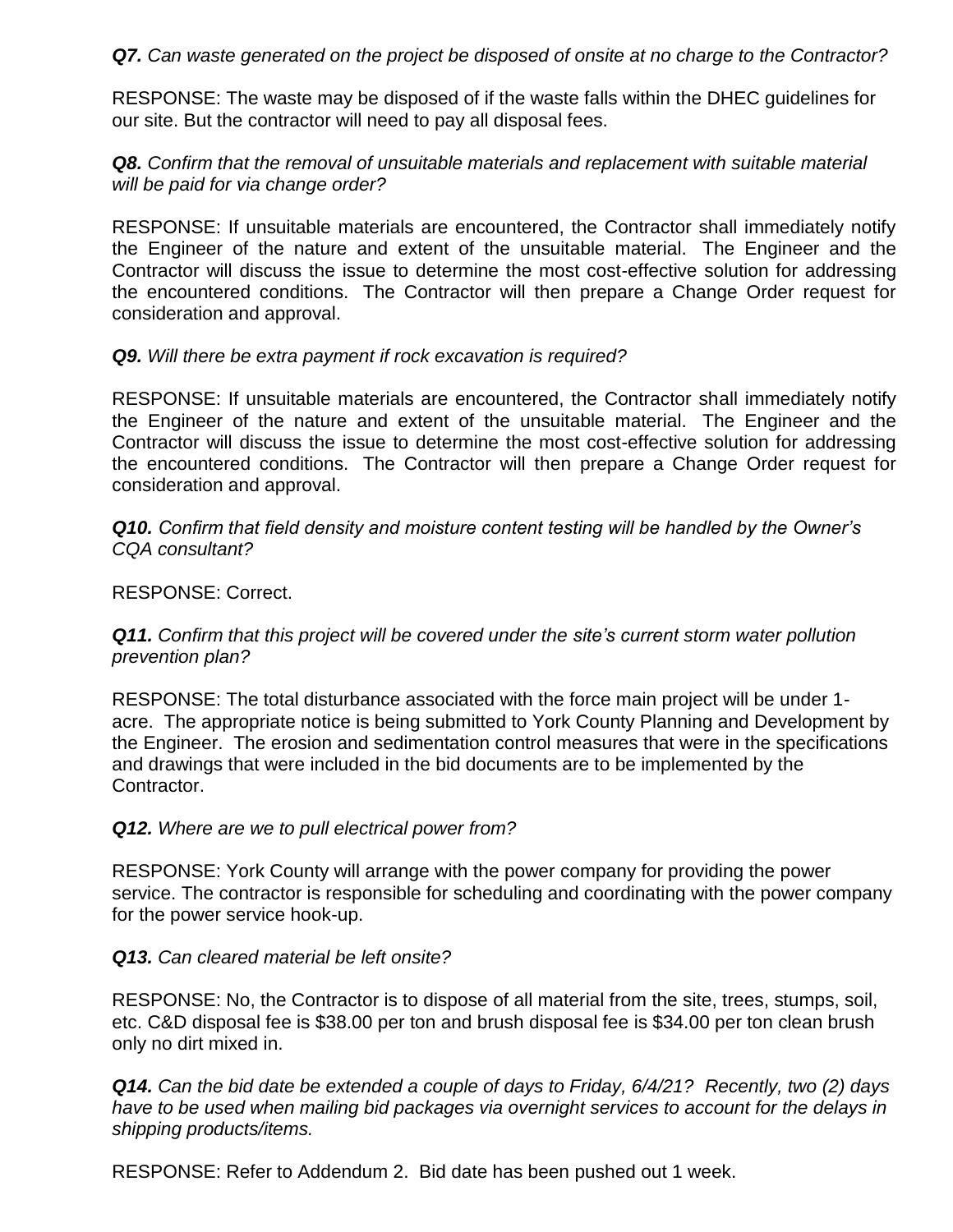***Q7.*** *Can waste generated on the project be disposed of onsite at no charge to the Contractor?*

RESPONSE: The waste may be disposed of if the waste falls within the DHEC guidelines for our site. But the contractor will need to pay all disposal fees.

***Q8.*** *Confirm that the removal of unsuitable materials and replacement with suitable material will be paid for via change order?*

RESPONSE: If unsuitable materials are encountered, the Contractor shall immediately notify the Engineer of the nature and extent of the unsuitable material. The Engineer and the Contractor will discuss the issue to determine the most cost-effective solution for addressing the encountered conditions. The Contractor will then prepare a Change Order request for consideration and approval.

***Q9.*** *Will there be extra payment if rock excavation is required?*

RESPONSE: If unsuitable materials are encountered, the Contractor shall immediately notify the Engineer of the nature and extent of the unsuitable material. The Engineer and the Contractor will discuss the issue to determine the most cost-effective solution for addressing the encountered conditions. The Contractor will then prepare a Change Order request for consideration and approval.

***Q10.*** *Confirm that field density and moisture content testing will be handled by the Owner's CQA consultant?*

RESPONSE: Correct.

***Q11.*** *Confirm that this project will be covered under the site's current storm water pollution prevention plan?*

RESPONSE: The total disturbance associated with the force main project will be under 1-acre. The appropriate notice is being submitted to York County Planning and Development by the Engineer. The erosion and sedimentation control measures that were in the specifications and drawings that were included in the bid documents are to be implemented by the Contractor.

***Q12.*** *Where are we to pull electrical power from?*

RESPONSE: York County will arrange with the power company for providing the power service. The contractor is responsible for scheduling and coordinating with the power company for the power service hook-up.

***Q13.*** *Can cleared material be left onsite?*

RESPONSE: No, the Contractor is to dispose of all material from the site, trees, stumps, soil, etc. C&D disposal fee is $38.00 per ton and brush disposal fee is $34.00 per ton clean brush only no dirt mixed in.

***Q14.*** *Can the bid date be extended a couple of days to Friday, 6/4/21? Recently, two (2) days have to be used when mailing bid packages via overnight services to account for the delays in shipping products/items.*

RESPONSE: Refer to Addendum 2. Bid date has been pushed out 1 week.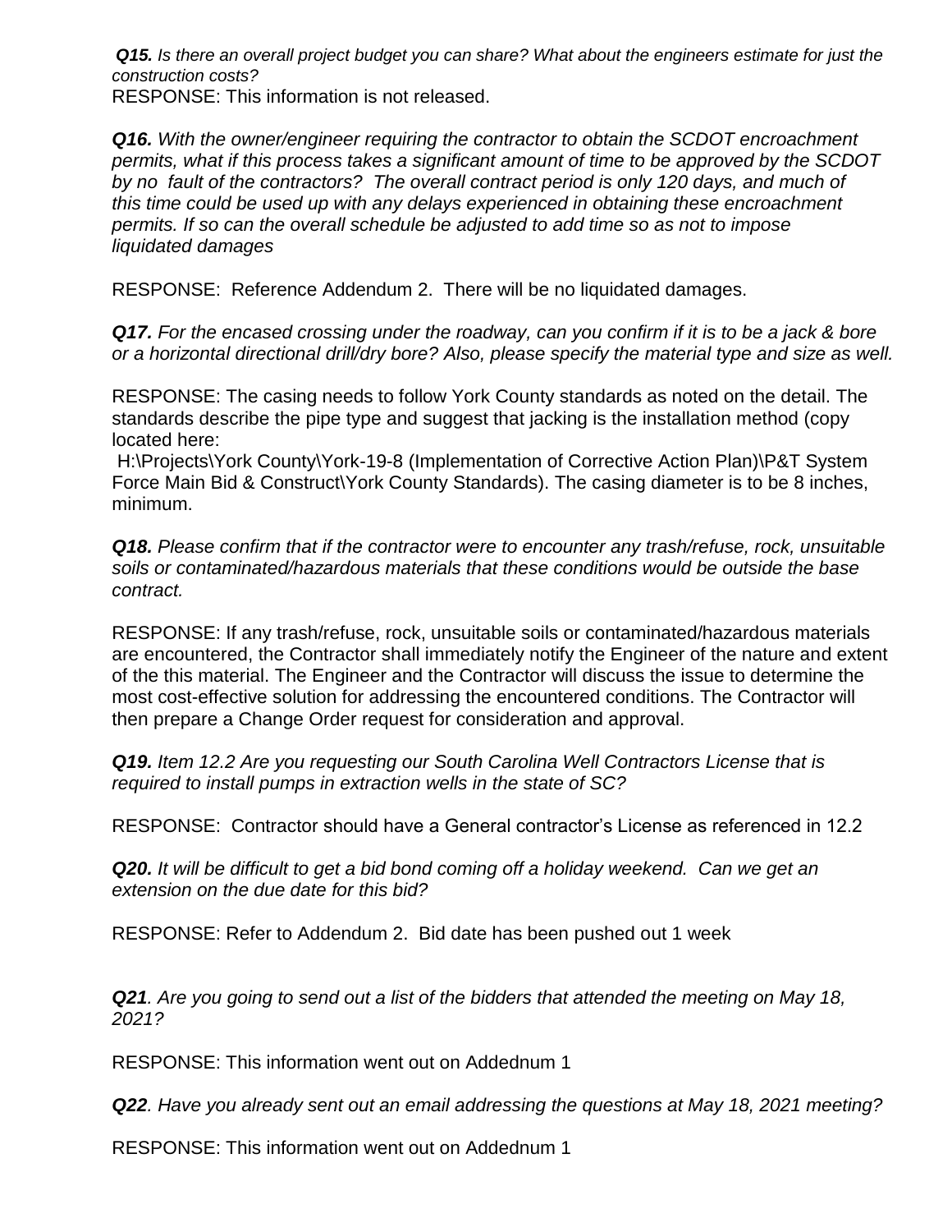***Q15.*** *Is there an overall project budget you can share? What about the engineers estimate for just the construction costs?*
RESPONSE: This information is not released.

***Q16.*** *With the owner/engineer requiring the contractor to obtain the SCDOT encroachment permits, what if this process takes a significant amount of time to be approved by the SCDOT by no fault of the contractors? The overall contract period is only 120 days, and much of this time could be used up with any delays experienced in obtaining these encroachment permits. If so can the overall schedule be adjusted to add time so as not to impose liquidated damages*

RESPONSE: Reference Addendum 2. There will be no liquidated damages.

***Q17.*** *For the encased crossing under the roadway, can you confirm if it is to be a jack & bore or a horizontal directional drill/dry bore? Also, please specify the material type and size as well.*

RESPONSE: The casing needs to follow York County standards as noted on the detail. The standards describe the pipe type and suggest that jacking is the installation method (copy located here:
H:\Projects\York County\York-19-8 (Implementation of Corrective Action Plan)\P&T System Force Main Bid & Construct\York County Standards). The casing diameter is to be 8 inches, minimum.

***Q18.*** *Please confirm that if the contractor were to encounter any trash/refuse, rock, unsuitable soils or contaminated/hazardous materials that these conditions would be outside the base contract.*

RESPONSE: If any trash/refuse, rock, unsuitable soils or contaminated/hazardous materials are encountered, the Contractor shall immediately notify the Engineer of the nature and extent of the this material. The Engineer and the Contractor will discuss the issue to determine the most cost-effective solution for addressing the encountered conditions. The Contractor will then prepare a Change Order request for consideration and approval.

***Q19.*** *Item 12.2 Are you requesting our South Carolina Well Contractors License that is required to install pumps in extraction wells in the state of SC?*

RESPONSE: Contractor should have a General contractor's License as referenced in 12.2

***Q20.*** *It will be difficult to get a bid bond coming off a holiday weekend. Can we get an extension on the due date for this bid?*

RESPONSE: Refer to Addendum 2. Bid date has been pushed out 1 week

***Q21****. Are you going to send out a list of the bidders that attended the meeting on May 18, 2021?*

RESPONSE: This information went out on Addednum 1

***Q22****. Have you already sent out an email addressing the questions at May 18, 2021 meeting?*

RESPONSE: This information went out on Addednum 1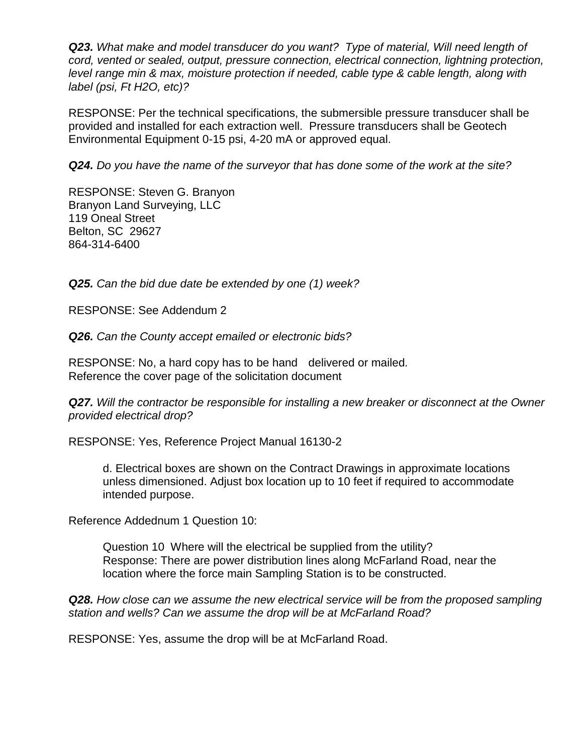***Q23.*** *What make and model transducer do you want? Type of material, Will need length of cord, vented or sealed, output, pressure connection, electrical connection, lightning protection, level range min & max, moisture protection if needed, cable type & cable length, along with label (psi, Ft H2O, etc)?*

RESPONSE: Per the technical specifications, the submersible pressure transducer shall be provided and installed for each extraction well. Pressure transducers shall be Geotech Environmental Equipment 0-15 psi, 4-20 mA or approved equal.

***Q24.*** *Do you have the name of the surveyor that has done some of the work at the site?*

RESPONSE: Steven G. Branyon
Branyon Land Surveying, LLC
119 Oneal Street
Belton, SC 29627
864-314-6400

***Q25.*** *Can the bid due date be extended by one (1) week?*

RESPONSE: See Addendum 2

***Q26.*** *Can the County accept emailed or electronic bids?*

RESPONSE: No, a hard copy has to be hand delivered or mailed.
Reference the cover page of the solicitation document

***Q27.*** *Will the contractor be responsible for installing a new breaker or disconnect at the Owner provided electrical drop?*

RESPONSE: Yes, Reference Project Manual 16130-2

> d. Electrical boxes are shown on the Contract Drawings in approximate locations unless dimensioned. Adjust box location up to 10 feet if required to accommodate intended purpose.

Reference Addednum 1 Question 10:

> Question 10 Where will the electrical be supplied from the utility?
> Response: There are power distribution lines along McFarland Road, near the location where the force main Sampling Station is to be constructed.

***Q28.*** *How close can we assume the new electrical service will be from the proposed sampling station and wells? Can we assume the drop will be at McFarland Road?*

RESPONSE: Yes, assume the drop will be at McFarland Road.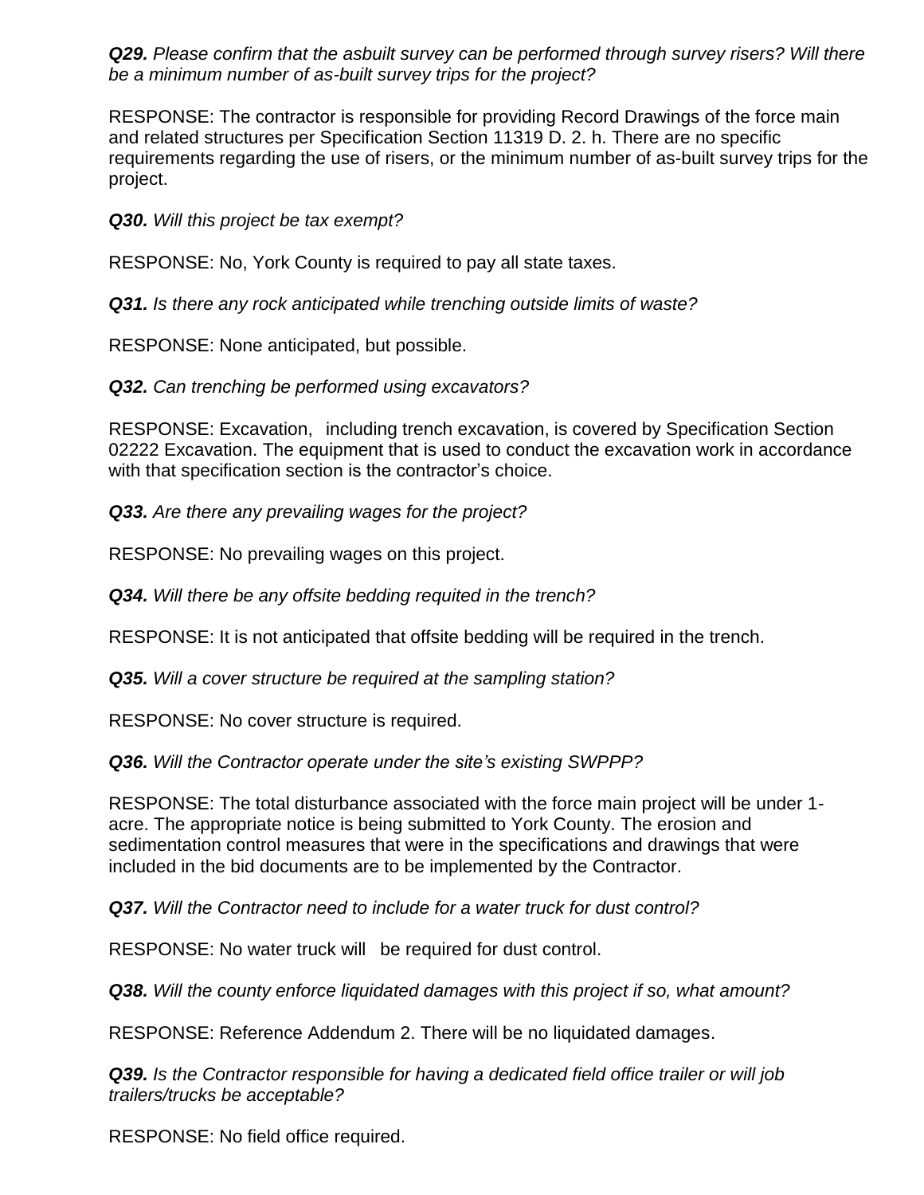***Q29.*** *Please confirm that the asbuilt survey can be performed through survey risers? Will there be a minimum number of as-built survey trips for the project?*

RESPONSE: The contractor is responsible for providing Record Drawings of the force main and related structures per Specification Section 11319 D. 2. h. There are no specific requirements regarding the use of risers, or the minimum number of as-built survey trips for the project.

***Q30.*** *Will this project be tax exempt?*

RESPONSE: No, York County is required to pay all state taxes.

***Q31.*** *Is there any rock anticipated while trenching outside limits of waste?*

RESPONSE: None anticipated, but possible.

***Q32.*** *Can trenching be performed using excavators?*

RESPONSE: Excavation, including trench excavation, is covered by Specification Section 02222 Excavation. The equipment that is used to conduct the excavation work in accordance with that specification section is the contractor's choice.

***Q33.*** *Are there any prevailing wages for the project?*

RESPONSE: No prevailing wages on this project.

***Q34.*** *Will there be any offsite bedding requited in the trench?*

RESPONSE: It is not anticipated that offsite bedding will be required in the trench.

***Q35.*** *Will a cover structure be required at the sampling station?*

RESPONSE: No cover structure is required.

***Q36.*** *Will the Contractor operate under the site's existing SWPPP?*

RESPONSE: The total disturbance associated with the force main project will be under 1-acre. The appropriate notice is being submitted to York County. The erosion and sedimentation control measures that were in the specifications and drawings that were included in the bid documents are to be implemented by the Contractor.

***Q37.*** *Will the Contractor need to include for a water truck for dust control?*

RESPONSE: No water truck will be required for dust control.

***Q38.*** *Will the county enforce liquidated damages with this project if so, what amount?*

RESPONSE: Reference Addendum 2. There will be no liquidated damages.

***Q39.*** *Is the Contractor responsible for having a dedicated field office trailer or will job trailers/trucks be acceptable?*

RESPONSE: No field office required.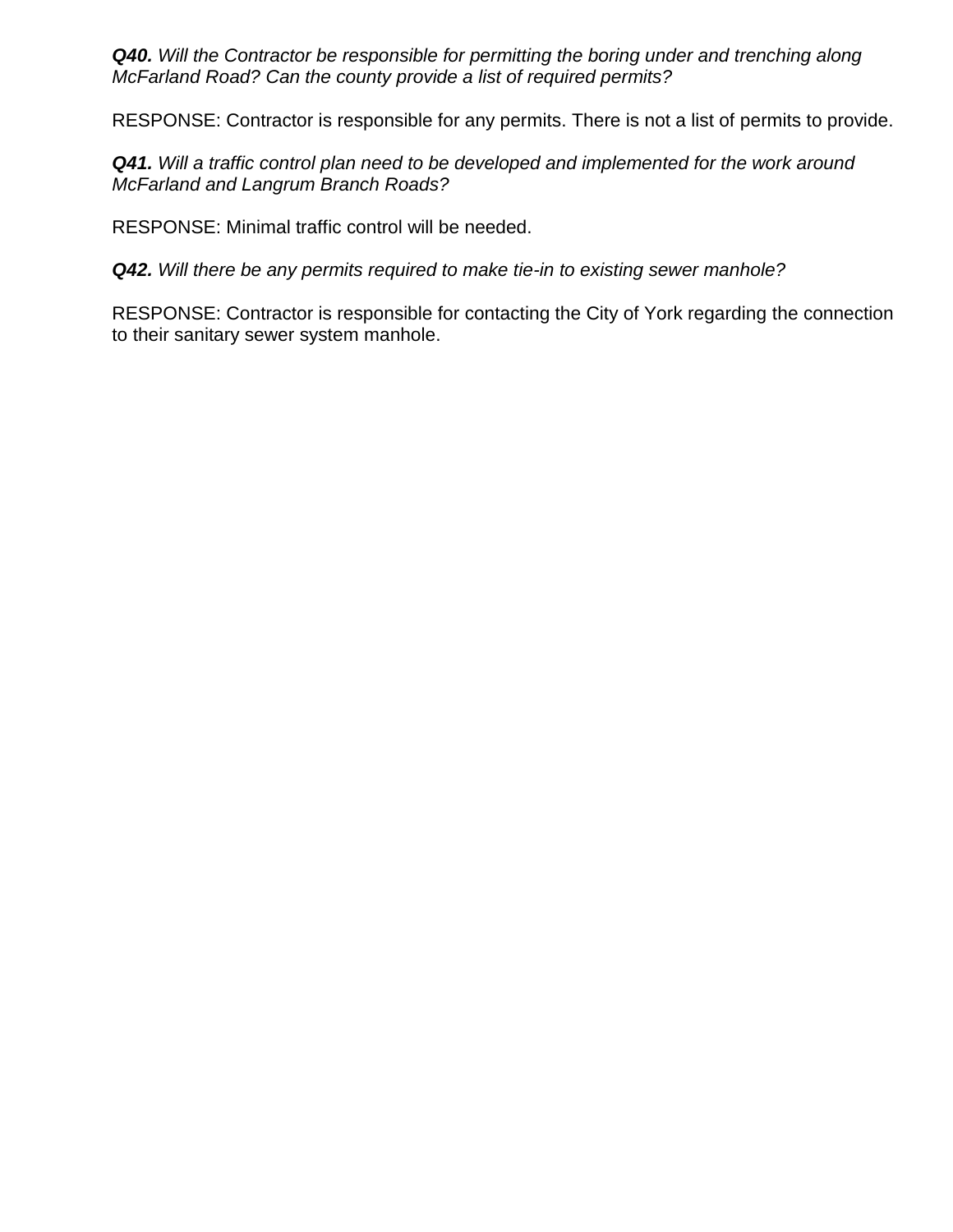***Q40.*** *Will the Contractor be responsible for permitting the boring under and trenching along McFarland Road? Can the county provide a list of required permits?*

RESPONSE: Contractor is responsible for any permits. There is not a list of permits to provide.

***Q41.*** *Will a traffic control plan need to be developed and implemented for the work around McFarland and Langrum Branch Roads?*

RESPONSE: Minimal traffic control will be needed.

***Q42.*** *Will there be any permits required to make tie-in to existing sewer manhole?*

RESPONSE: Contractor is responsible for contacting the City of York regarding the connection to their sanitary sewer system manhole.